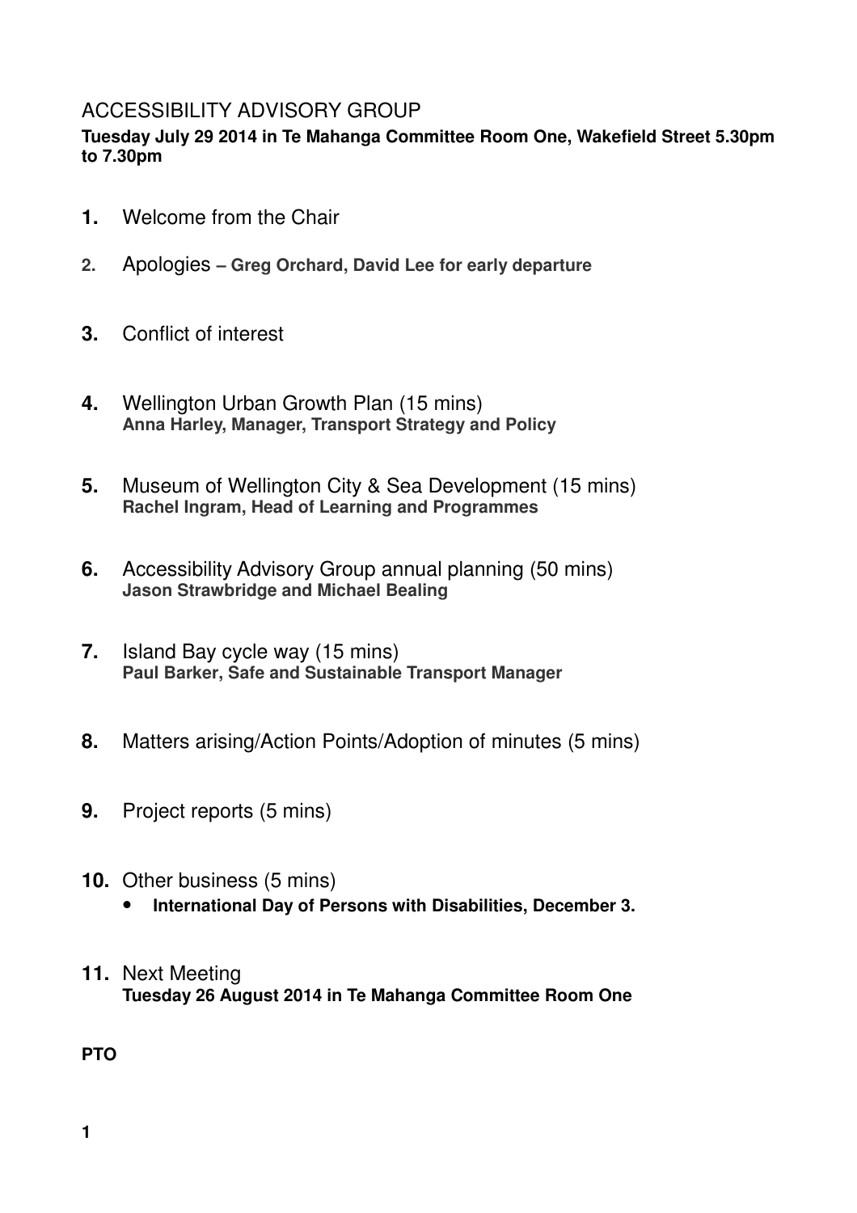# ACCESSIBILITY ADVISORY GROUP

**Tuesday July 29 2014 in Te Mahanga Committee Room One, Wakefield Street 5.30pm to 7.30pm**

**1.** Welcome from the Chair

**2.** Apologies – **Greg Orchard, David Lee for early departure**

**3.** Conflict of interest

**4.** Wellington Urban Growth Plan (15 mins)
**Anna Harley, Manager, Transport Strategy and Policy**

**5.** Museum of Wellington City & Sea Development (15 mins)
**Rachel Ingram, Head of Learning and Programmes**

**6.** Accessibility Advisory Group annual planning (50 mins)
**Jason Strawbridge and Michael Bealing**

**7.** Island Bay cycle way (15 mins)
**Paul Barker, Safe and Sustainable Transport Manager**

**8.** Matters arising/Action Points/Adoption of minutes (5 mins)

**9.** Project reports (5 mins)

**10.** Other business (5 mins)

- **International Day of Persons with Disabilities, December 3.**

**11.** Next Meeting
**Tuesday 26 August 2014 in Te Mahanga Committee Room One**

**PTO**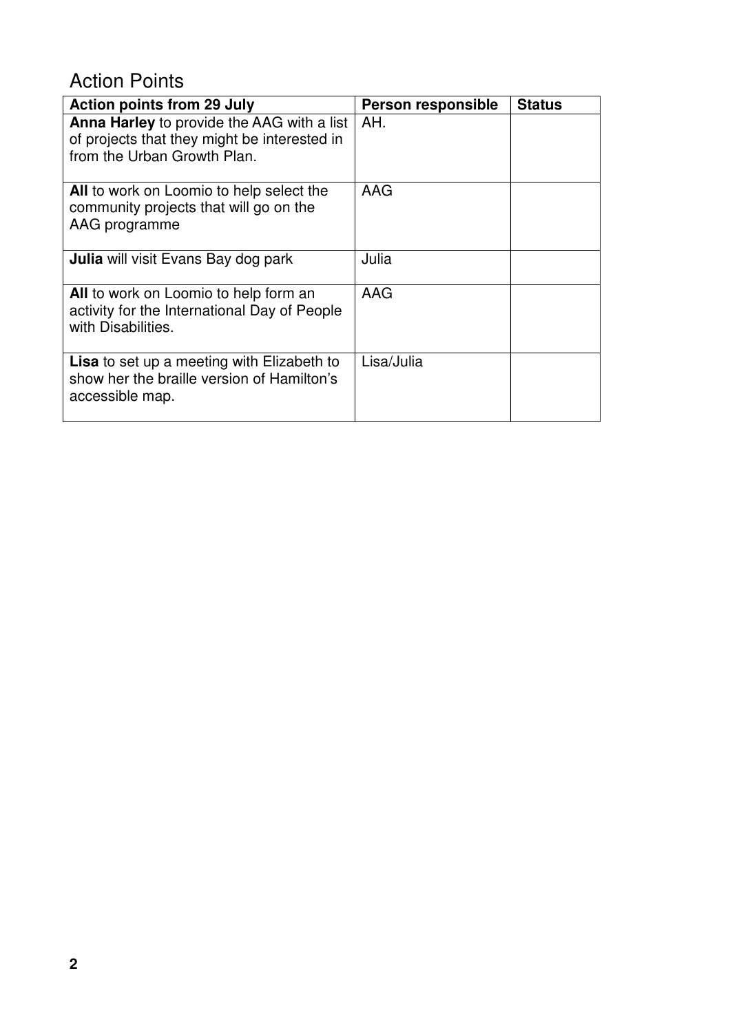## Action Points

| Action points from 29 July | Person responsible | Status |
| --- | --- | --- |
| **Anna Harley** to provide the AAG with a list of projects that they might be interested in from the Urban Growth Plan. | AH. | |
| **All** to work on Loomio to help select the community projects that will go on the AAG programme | AAG | |
| **Julia** will visit Evans Bay dog park | Julia | |
| **All** to work on Loomio to help form an activity for the International Day of People with Disabilities. | AAG | |
| **Lisa** to set up a meeting with Elizabeth to show her the braille version of Hamilton's accessible map. | Lisa/Julia | |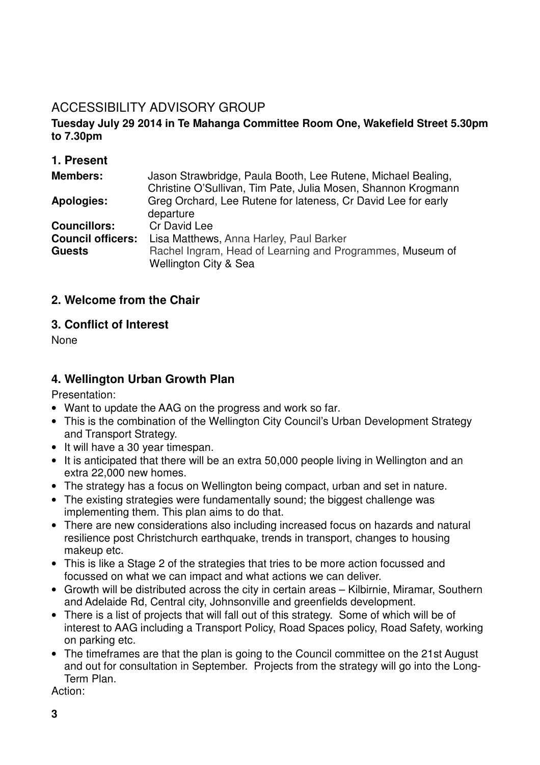# ACCESSIBILITY ADVISORY GROUP

**Tuesday July 29 2014 in Te Mahanga Committee Room One, Wakefield Street 5.30pm to 7.30pm**

## 1. Present

| | |
|---|---|
| **Members:** | Jason Strawbridge, Paula Booth, Lee Rutene, Michael Bealing, Christine O'Sullivan, Tim Pate, Julia Mosen, Shannon Krogmann |
| **Apologies:** | Greg Orchard, Lee Rutene for lateness, Cr David Lee for early departure |
| **Councillors:** | Cr David Lee |
| **Council officers:** | Lisa Matthews, Anna Harley, Paul Barker |
| **Guests** | Rachel Ingram, Head of Learning and Programmes, Museum of Wellington City & Sea |

## 2. Welcome from the Chair

## 3. Conflict of Interest

None

## 4. Wellington Urban Growth Plan

Presentation:

- Want to update the AAG on the progress and work so far.
- This is the combination of the Wellington City Council's Urban Development Strategy and Transport Strategy.
- It will have a 30 year timespan.
- It is anticipated that there will be an extra 50,000 people living in Wellington and an extra 22,000 new homes.
- The strategy has a focus on Wellington being compact, urban and set in nature.
- The existing strategies were fundamentally sound; the biggest challenge was implementing them. This plan aims to do that.
- There are new considerations also including increased focus on hazards and natural resilience post Christchurch earthquake, trends in transport, changes to housing makeup etc.
- This is like a Stage 2 of the strategies that tries to be more action focussed and focussed on what we can impact and what actions we can deliver.
- Growth will be distributed across the city in certain areas – Kilbirnie, Miramar, Southern and Adelaide Rd, Central city, Johnsonville and greenfields development.
- There is a list of projects that will fall out of this strategy. Some of which will be of interest to AAG including a Transport Policy, Road Spaces policy, Road Safety, working on parking etc.
- The timeframes are that the plan is going to the Council committee on the 21st August and out for consultation in September. Projects from the strategy will go into the Long-Term Plan.

Action: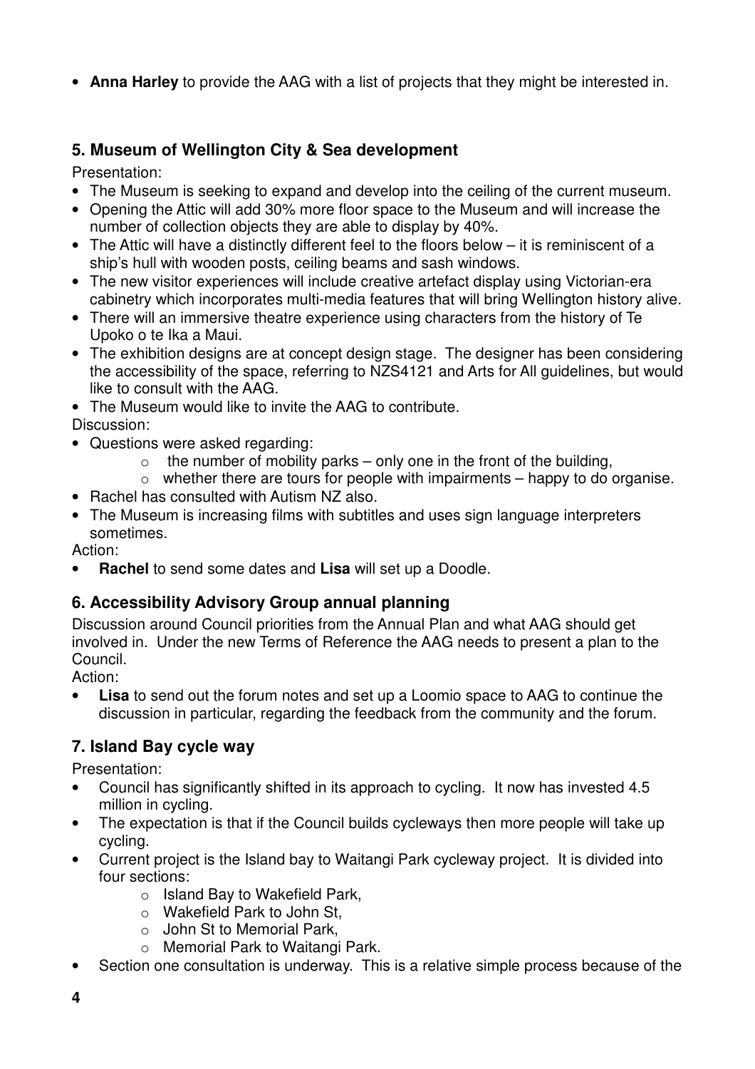- **Anna Harley** to provide the AAG with a list of projects that they might be interested in.

## 5. Museum of Wellington City & Sea development

Presentation:

- The Museum is seeking to expand and develop into the ceiling of the current museum.
- Opening the Attic will add 30% more floor space to the Museum and will increase the number of collection objects they are able to display by 40%.
- The Attic will have a distinctly different feel to the floors below – it is reminiscent of a ship's hull with wooden posts, ceiling beams and sash windows.
- The new visitor experiences will include creative artefact display using Victorian-era cabinetry which incorporates multi-media features that will bring Wellington history alive.
- There will an immersive theatre experience using characters from the history of Te Upoko o te Ika a Maui.
- The exhibition designs are at concept design stage. The designer has been considering the accessibility of the space, referring to NZS4121 and Arts for All guidelines, but would like to consult with the AAG.
- The Museum would like to invite the AAG to contribute.

Discussion:

- Questions were asked regarding:
  - the number of mobility parks – only one in the front of the building,
  - whether there are tours for people with impairments – happy to do organise.
- Rachel has consulted with Autism NZ also.
- The Museum is increasing films with subtitles and uses sign language interpreters sometimes.

Action:

- **Rachel** to send some dates and **Lisa** will set up a Doodle.

## 6. Accessibility Advisory Group annual planning

Discussion around Council priorities from the Annual Plan and what AAG should get involved in. Under the new Terms of Reference the AAG needs to present a plan to the Council.

Action:

- **Lisa** to send out the forum notes and set up a Loomio space to AAG to continue the discussion in particular, regarding the feedback from the community and the forum.

## 7. Island Bay cycle way

Presentation:

- Council has significantly shifted in its approach to cycling. It now has invested 4.5 million in cycling.
- The expectation is that if the Council builds cycleways then more people will take up cycling.
- Current project is the Island bay to Waitangi Park cycleway project. It is divided into four sections:
  - Island Bay to Wakefield Park,
  - Wakefield Park to John St,
  - John St to Memorial Park,
  - Memorial Park to Waitangi Park.
- Section one consultation is underway. This is a relative simple process because of the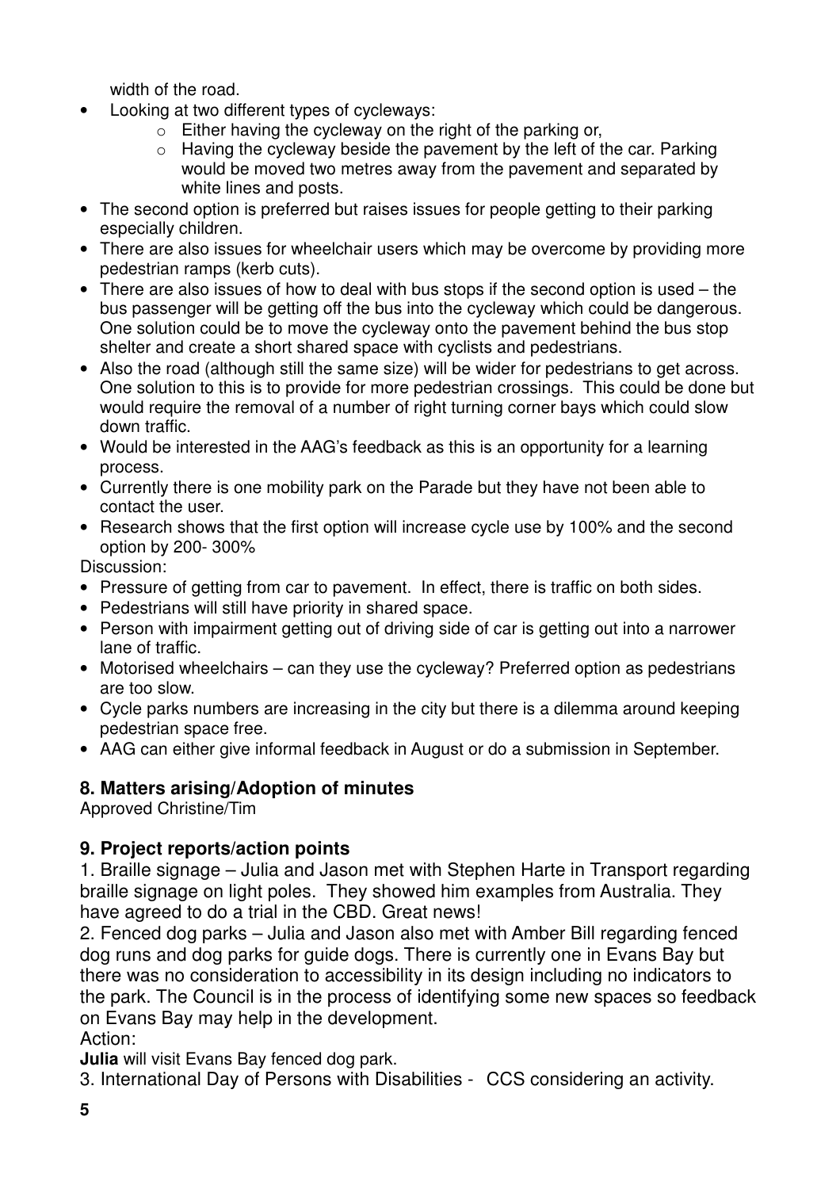width of the road.

- Looking at two different types of cycleways:
  - Either having the cycleway on the right of the parking or,
  - Having the cycleway beside the pavement by the left of the car. Parking would be moved two metres away from the pavement and separated by white lines and posts.
- The second option is preferred but raises issues for people getting to their parking especially children.
- There are also issues for wheelchair users which may be overcome by providing more pedestrian ramps (kerb cuts).
- There are also issues of how to deal with bus stops if the second option is used – the bus passenger will be getting off the bus into the cycleway which could be dangerous. One solution could be to move the cycleway onto the pavement behind the bus stop shelter and create a short shared space with cyclists and pedestrians.
- Also the road (although still the same size) will be wider for pedestrians to get across. One solution to this is to provide for more pedestrian crossings. This could be done but would require the removal of a number of right turning corner bays which could slow down traffic.
- Would be interested in the AAG's feedback as this is an opportunity for a learning process.
- Currently there is one mobility park on the Parade but they have not been able to contact the user.
- Research shows that the first option will increase cycle use by 100% and the second option by 200- 300%

Discussion:

- Pressure of getting from car to pavement. In effect, there is traffic on both sides.
- Pedestrians will still have priority in shared space.
- Person with impairment getting out of driving side of car is getting out into a narrower lane of traffic.
- Motorised wheelchairs – can they use the cycleway? Preferred option as pedestrians are too slow.
- Cycle parks numbers are increasing in the city but there is a dilemma around keeping pedestrian space free.
- AAG can either give informal feedback in August or do a submission in September.

## 8. Matters arising/Adoption of minutes

Approved Christine/Tim

## 9. Project reports/action points

1. Braille signage – Julia and Jason met with Stephen Harte in Transport regarding braille signage on light poles. They showed him examples from Australia. They have agreed to do a trial in the CBD. Great news!
2. Fenced dog parks – Julia and Jason also met with Amber Bill regarding fenced dog runs and dog parks for guide dogs. There is currently one in Evans Bay but there was no consideration to accessibility in its design including no indicators to the park. The Council is in the process of identifying some new spaces so feedback on Evans Bay may help in the development.

Action:

**Julia** will visit Evans Bay fenced dog park.

3. International Day of Persons with Disabilities - CCS considering an activity.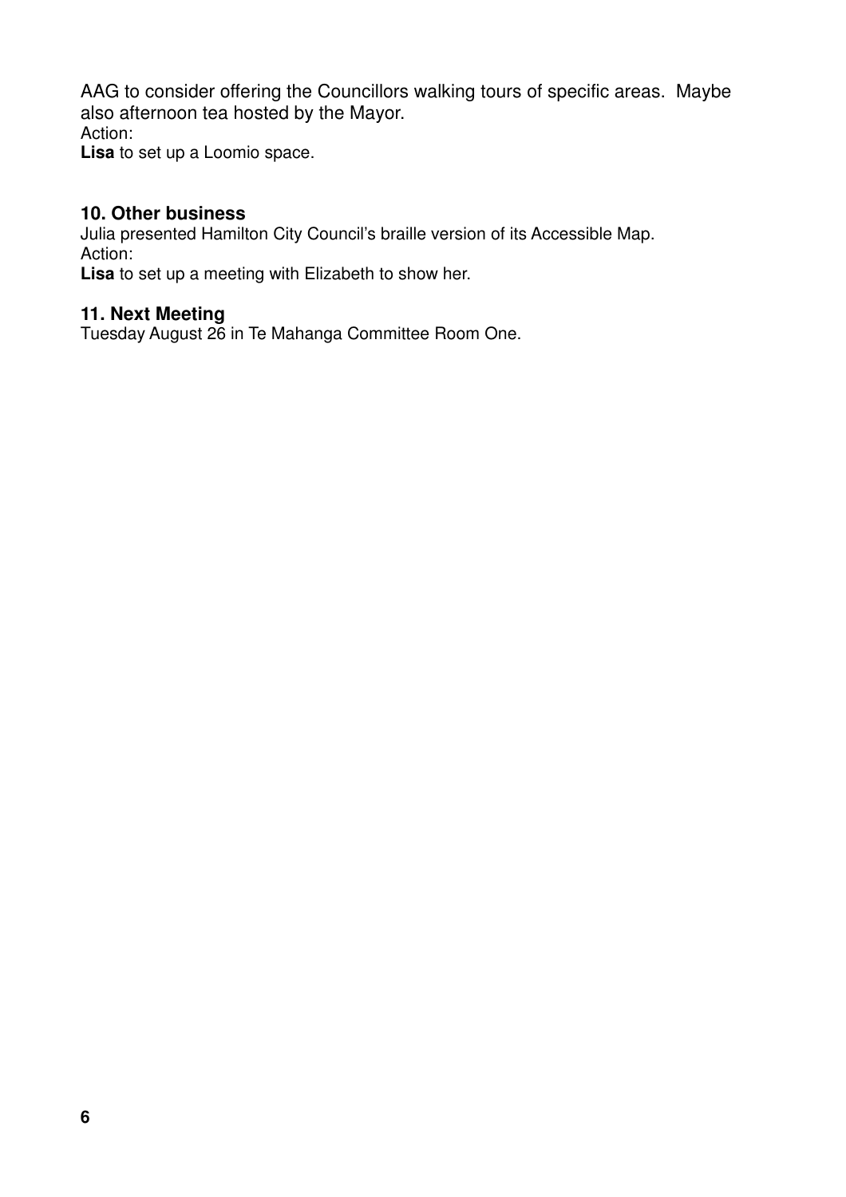AAG to consider offering the Councillors walking tours of specific areas. Maybe also afternoon tea hosted by the Mayor.
Action:
**Lisa** to set up a Loomio space.

### 10. Other business

Julia presented Hamilton City Council's braille version of its Accessible Map.
Action:
**Lisa** to set up a meeting with Elizabeth to show her.

### 11. Next Meeting

Tuesday August 26 in Te Mahanga Committee Room One.